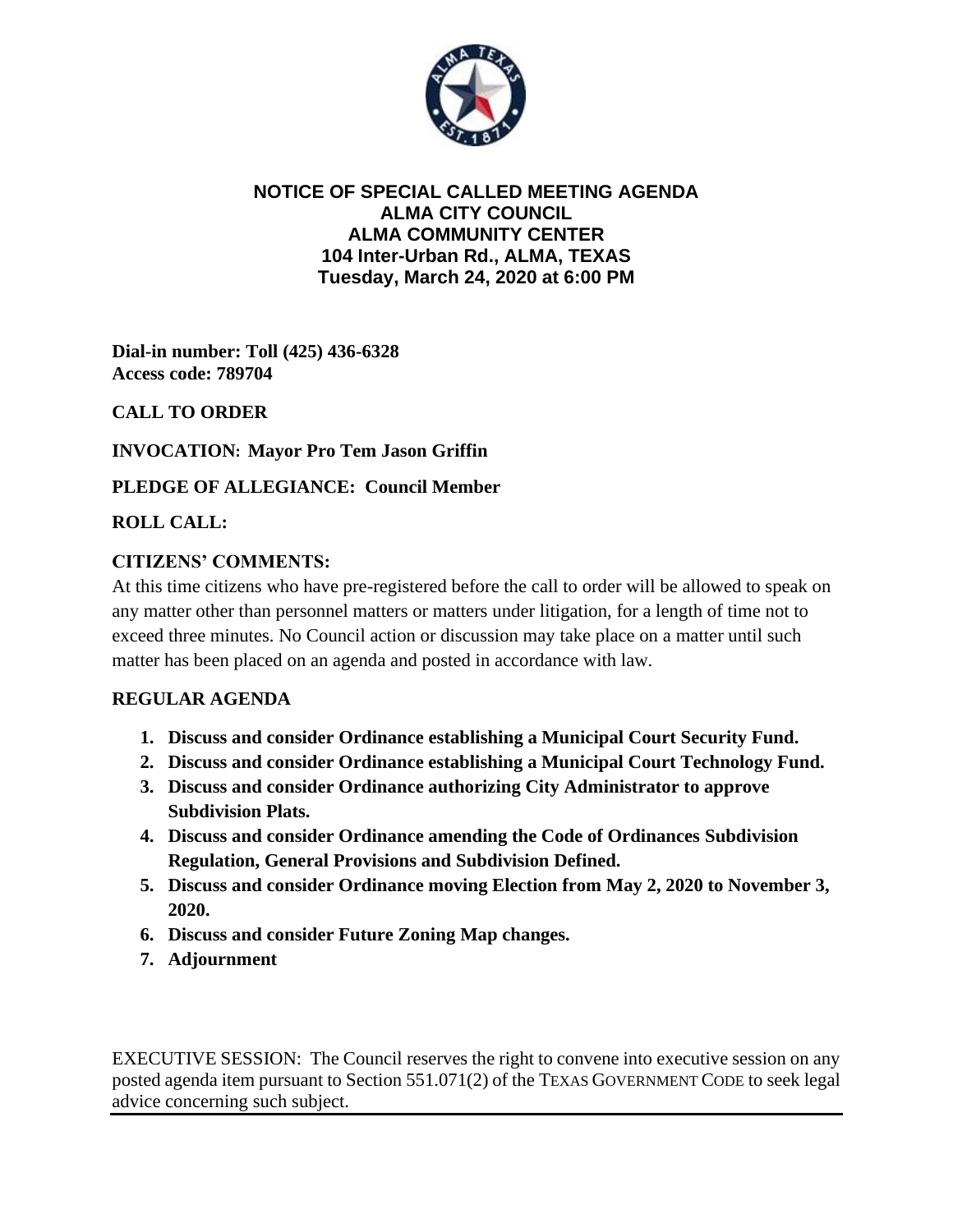**NOTICE OF SPECIAL CALLED MEETING AGENDA**
**ALMA CITY COUNCIL**
**ALMA COMMUNITY CENTER**
**104 Inter-Urban Rd., ALMA, TEXAS**
**Tuesday, March 24, 2020 at 6:00 PM**

**Dial-in number: Toll (425) 436-6328**
**Access code: 789704**

**CALL TO ORDER**

**INVOCATION: Mayor Pro Tem Jason Griffin**

**PLEDGE OF ALLEGIANCE: Council Member**

**ROLL CALL:**

**CITIZENS' COMMENTS:**

At this time citizens who have pre-registered before the call to order will be allowed to speak on any matter other than personnel matters or matters under litigation, for a length of time not to exceed three minutes. No Council action or discussion may take place on a matter until such matter has been placed on an agenda and posted in accordance with law.

**REGULAR AGENDA**

1. **Discuss and consider Ordinance establishing a Municipal Court Security Fund.**
2. **Discuss and consider Ordinance establishing a Municipal Court Technology Fund.**
3. **Discuss and consider Ordinance authorizing City Administrator to approve Subdivision Plats.**
4. **Discuss and consider Ordinance amending the Code of Ordinances Subdivision Regulation, General Provisions and Subdivision Defined.**
5. **Discuss and consider Ordinance moving Election from May 2, 2020 to November 3, 2020.**
6. **Discuss and consider Future Zoning Map changes.**
7. **Adjournment**

EXECUTIVE SESSION: The Council reserves the right to convene into executive session on any posted agenda item pursuant to Section 551.071(2) of the TEXAS GOVERNMENT CODE to seek legal advice concerning such subject.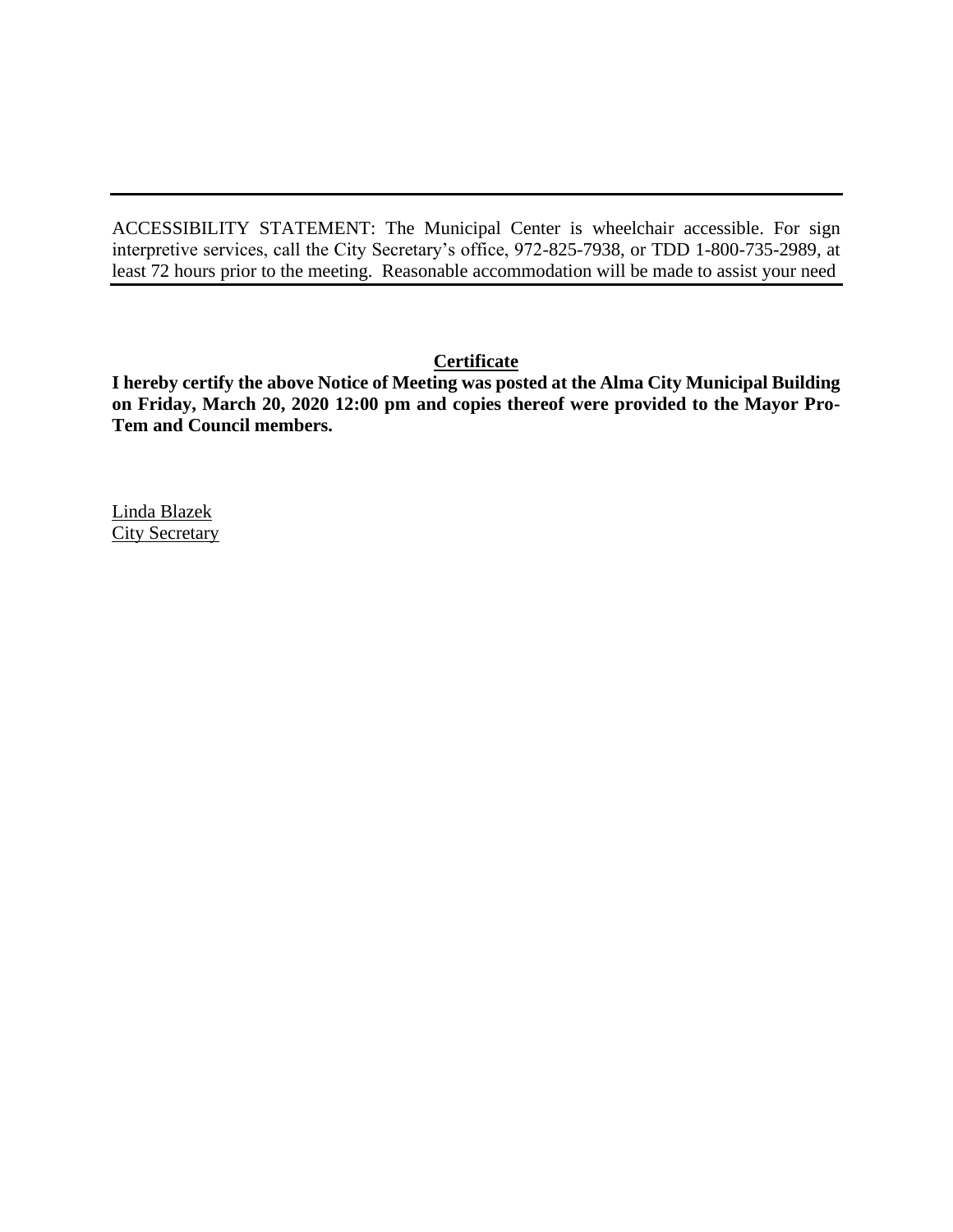ACCESSIBILITY STATEMENT: The Municipal Center is wheelchair accessible. For sign interpretive services, call the City Secretary's office, 972-825-7938, or TDD 1-800-735-2989, at least 72 hours prior to the meeting. Reasonable accommodation will be made to assist your need

**Certificate**

**I hereby certify the above Notice of Meeting was posted at the Alma City Municipal Building on Friday, March 20, 2020 12:00 pm and copies thereof were provided to the Mayor Pro-Tem and Council members.**

Linda Blazek
City Secretary